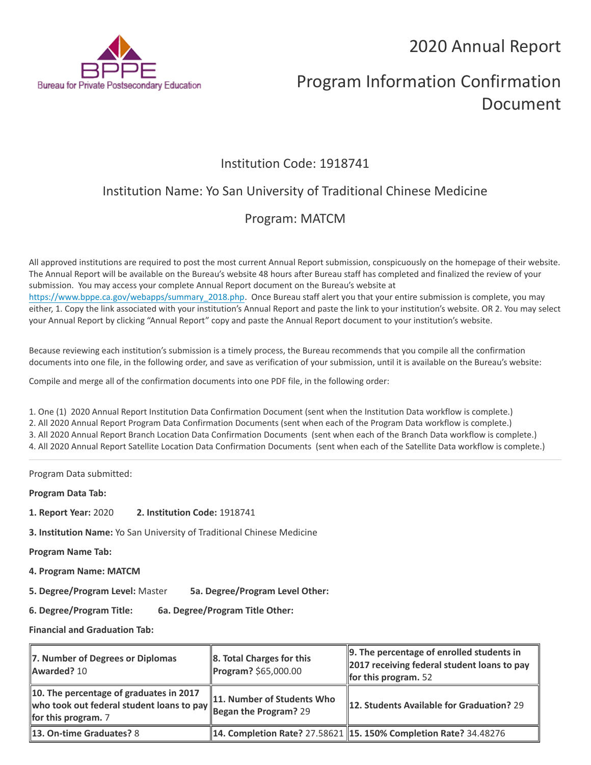# 2020 Annual Report

# Program Information Confirmation Document

## Institution Code: 1918741

## Institution Name: Yo San University of Traditional Chinese Medicine

## Program: MATCM

All approved institutions are required to post the most current Annual Report submission, conspicuously on the homepage of their website. The Annual Report will be available on the Bureau's website 48 hours after Bureau staff has completed and finalized the review of your submission. You may access your complete Annual Report document on the Bureau's website at https://www.bppe.ca.gov/webapps/summary_2018.php. Once Bureau staff alert you that your entire submission is complete, you may either, 1. Copy the link associated with your institution's Annual Report and paste the link to your institution's website. OR 2. You may select your Annual Report by clicking "Annual Report" copy and paste the Annual Report document to your institution's website.

Because reviewing each institution's submission is a timely process, the Bureau recommends that you compile all the confirmation documents into one file, in the following order, and save as verification of your submission, until it is available on the Bureau's website:

Compile and merge all of the confirmation documents into one PDF file, in the following order:

1. One (1) 2020 Annual Report Institution Data Confirmation Document (sent when the Institution Data workflow is complete.)
2. All 2020 Annual Report Program Data Confirmation Documents (sent when each of the Program Data workflow is complete.)
3. All 2020 Annual Report Branch Location Data Confirmation Documents (sent when each of the Branch Data workflow is complete.)
4. All 2020 Annual Report Satellite Location Data Confirmation Documents (sent when each of the Satellite Data workflow is complete.)

---

Program Data submitted:

**Program Data Tab:**

**1. Report Year:** 2020 **2. Institution Code:** 1918741

**3. Institution Name:** Yo San University of Traditional Chinese Medicine

**Program Name Tab:**

**4. Program Name: MATCM**

**5. Degree/Program Level:** Master **5a. Degree/Program Level Other:**

**6. Degree/Program Title:** **6a. Degree/Program Title Other:**

**Financial and Graduation Tab:**

| | | |
|---|---|---|
| **7. Number of Degrees or Diplomas Awarded?** 10 | **8. Total Charges for this Program?** $65,000.00 | **9. The percentage of enrolled students in 2017 receiving federal student loans to pay for this program.** 52 |
| **10. The percentage of graduates in 2017 who took out federal student loans to pay for this program.** 7 | **11. Number of Students Who Began the Program?** 29 | **12. Students Available for Graduation?** 29 |
| **13. On-time Graduates?** 8 | **14. Completion Rate?** 27.58621 | **15. 150% Completion Rate?** 34.48276 |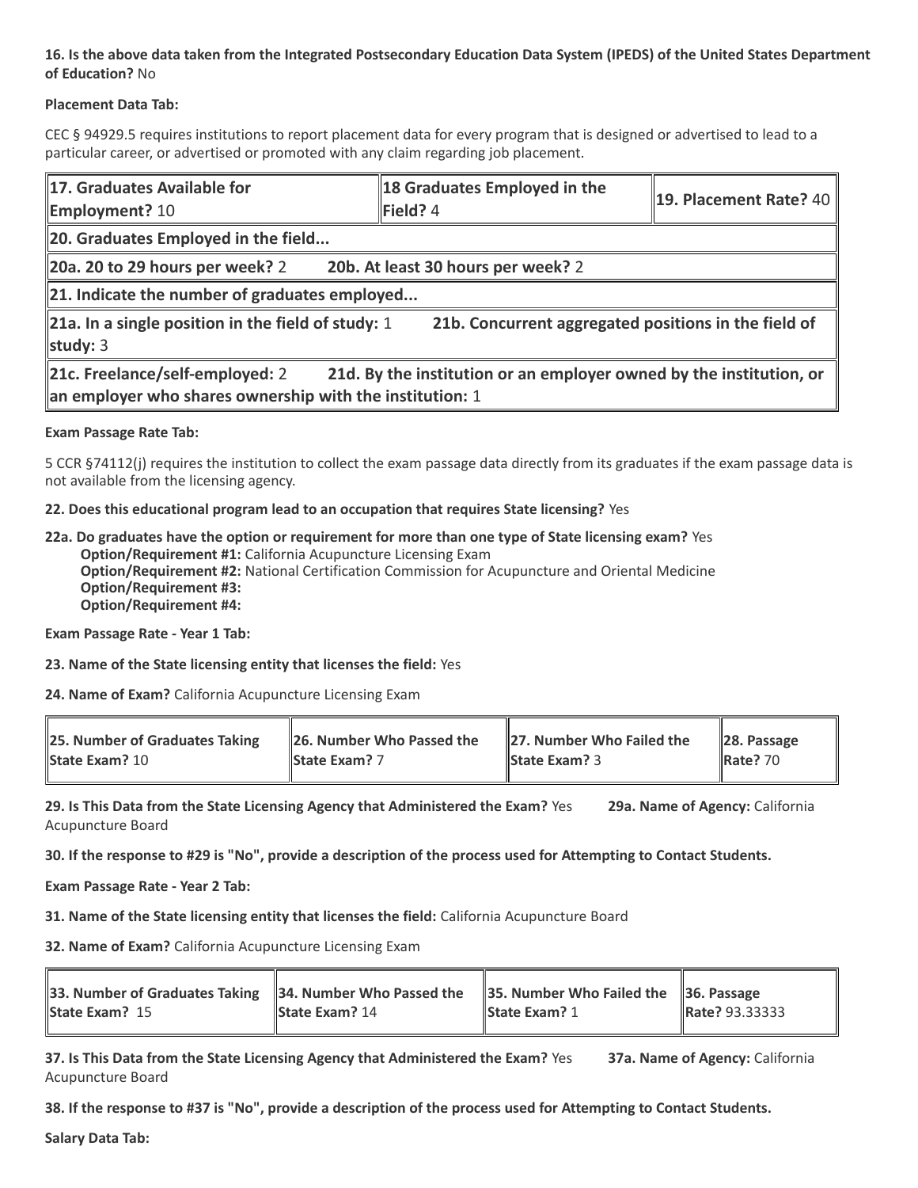**16. Is the above data taken from the Integrated Postsecondary Education Data System (IPEDS) of the United States Department of Education?** No

**Placement Data Tab:**

CEC § 94929.5 requires institutions to report placement data for every program that is designed or advertised to lead to a particular career, or advertised or promoted with any claim regarding job placement.

| **17. Graduates Available for Employment?** 10 | **18 Graduates Employed in the Field?** 4 | **19. Placement Rate?** 40 |
|---|---|---|
| **20. Graduates Employed in the field...** | | |
| **20a. 20 to 29 hours per week?** 2 | **20b. At least 30 hours per week?** 2 | |
| **21. Indicate the number of graduates employed...** | | |
| **21a. In a single position in the field of study:** 1 | **21b. Concurrent aggregated positions in the field of study:** 3 | |
| **21c. Freelance/self-employed:** 2 | **21d. By the institution or an employer owned by the institution, or an employer who shares ownership with the institution:** 1 | |

**Exam Passage Rate Tab:**

5 CCR §74112(j) requires the institution to collect the exam passage data directly from its graduates if the exam passage data is not available from the licensing agency.

**22. Does this educational program lead to an occupation that requires State licensing?** Yes

**22a. Do graduates have the option or requirement for more than one type of State licensing exam?** Yes
- **Option/Requirement #1:** California Acupuncture Licensing Exam
- **Option/Requirement #2:** National Certification Commission for Acupuncture and Oriental Medicine
- **Option/Requirement #3:**
- **Option/Requirement #4:**

**Exam Passage Rate - Year 1 Tab:**

**23. Name of the State licensing entity that licenses the field:** Yes

**24. Name of Exam?** California Acupuncture Licensing Exam

| **25. Number of Graduates Taking State Exam?** 10 | **26. Number Who Passed the State Exam?** 7 | **27. Number Who Failed the State Exam?** 3 | **28. Passage Rate?** 70 |
|---|---|---|---|

**29. Is This Data from the State Licensing Agency that Administered the Exam?** Yes **29a. Name of Agency:** California Acupuncture Board

**30. If the response to #29 is "No", provide a description of the process used for Attempting to Contact Students.**

**Exam Passage Rate - Year 2 Tab:**

**31. Name of the State licensing entity that licenses the field:** California Acupuncture Board

**32. Name of Exam?** California Acupuncture Licensing Exam

| **33. Number of Graduates Taking State Exam?** 15 | **34. Number Who Passed the State Exam?** 14 | **35. Number Who Failed the State Exam?** 1 | **36. Passage Rate?** 93.33333 |
|---|---|---|---|

**37. Is This Data from the State Licensing Agency that Administered the Exam?** Yes **37a. Name of Agency:** California Acupuncture Board

**38. If the response to #37 is "No", provide a description of the process used for Attempting to Contact Students.**

**Salary Data Tab:**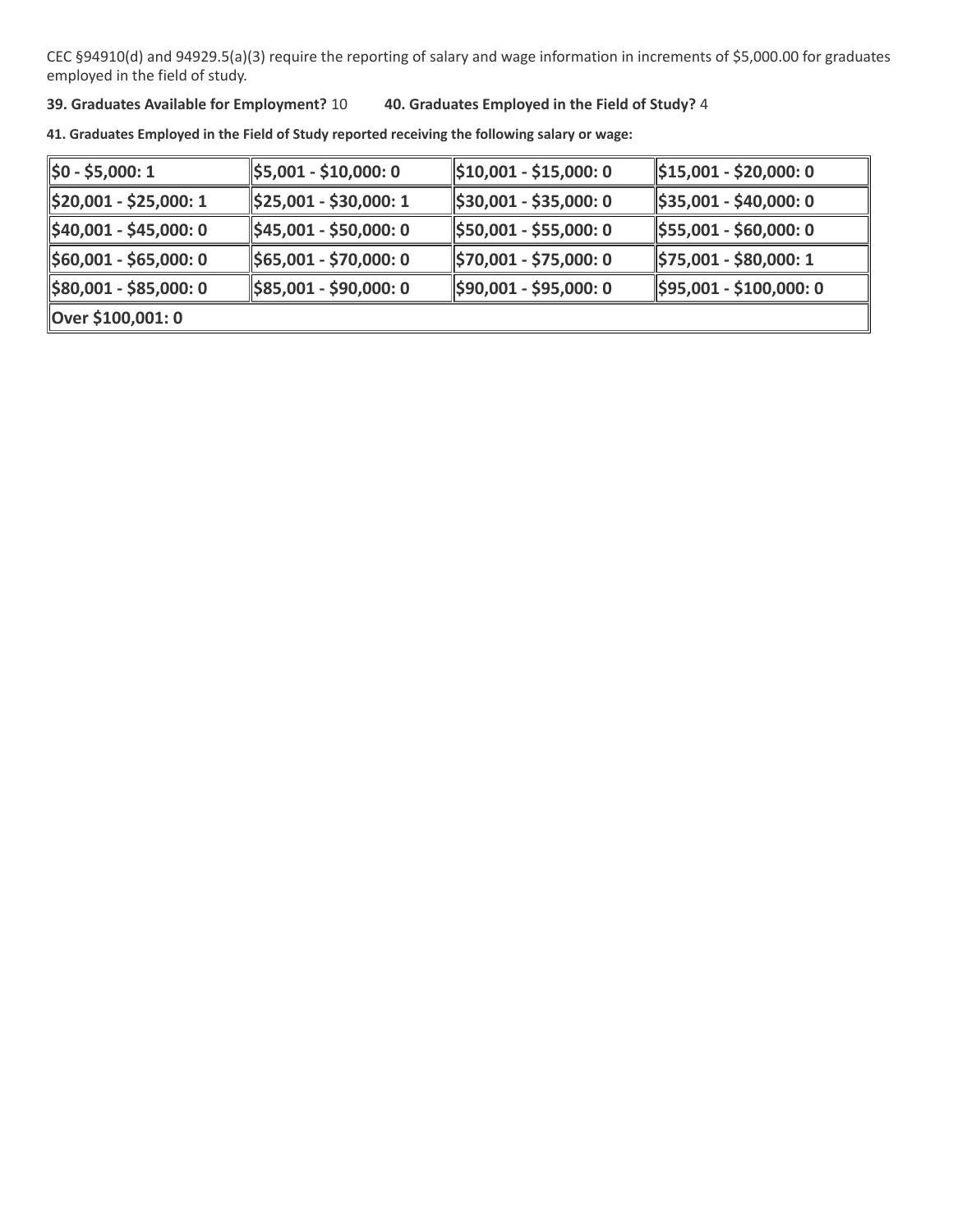CEC §94910(d) and 94929.5(a)(3) require the reporting of salary and wage information in increments of $5,000.00 for graduates employed in the field of study.

**39. Graduates Available for Employment?** 10 **40. Graduates Employed in the Field of Study?** 4

**41. Graduates Employed in the Field of Study reported receiving the following salary or wage:**

| | | | |
|---|---|---|---|
| **$0 - $5,000: 1** | **$5,001 - $10,000: 0** | **$10,001 - $15,000: 0** | **$15,001 - $20,000: 0** |
| **$20,001 - $25,000: 1** | **$25,001 - $30,000: 1** | **$30,001 - $35,000: 0** | **$35,001 - $40,000: 0** |
| **$40,001 - $45,000: 0** | **$45,001 - $50,000: 0** | **$50,001 - $55,000: 0** | **$55,001 - $60,000: 0** |
| **$60,001 - $65,000: 0** | **$65,001 - $70,000: 0** | **$70,001 - $75,000: 0** | **$75,001 - $80,000: 1** |
| **$80,001 - $85,000: 0** | **$85,001 - $90,000: 0** | **$90,001 - $95,000: 0** | **$95,001 - $100,000: 0** |
| **Over $100,001: 0** | | | |